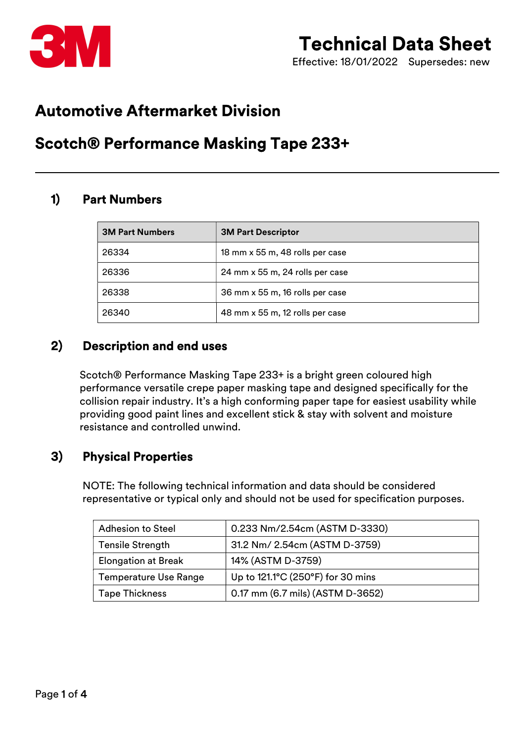# Technical Data Sheet

Effective: 18/01/2022 Supersedes: new

## Automotive Aftermarket Division

## Scotch® Performance Masking Tape 233+

### 1) Part Numbers

| 3M Part Numbers | 3M Part Descriptor |
| --- | --- |
| 26334 | 18 mm x 55 m, 48 rolls per case |
| 26336 | 24 mm x 55 m, 24 rolls per case |
| 26338 | 36 mm x 55 m, 16 rolls per case |
| 26340 | 48 mm x 55 m, 12 rolls per case |

### 2) Description and end uses

Scotch® Performance Masking Tape 233+ is a bright green coloured high performance versatile crepe paper masking tape and designed specifically for the collision repair industry. It's a high conforming paper tape for easiest usability while providing good paint lines and excellent stick & stay with solvent and moisture resistance and controlled unwind.

### 3) Physical Properties

NOTE: The following technical information and data should be considered representative or typical only and should not be used for specification purposes.

| Property | Value |
| --- | --- |
| Adhesion to Steel | 0.233 Nm/2.54cm (ASTM D-3330) |
| Tensile Strength | 31.2 Nm/ 2.54cm (ASTM D-3759) |
| Elongation at Break | 14% (ASTM D-3759) |
| Temperature Use Range | Up to 121.1°C (250°F) for 30 mins |
| Tape Thickness | 0.17 mm (6.7 mils) (ASTM D-3652) |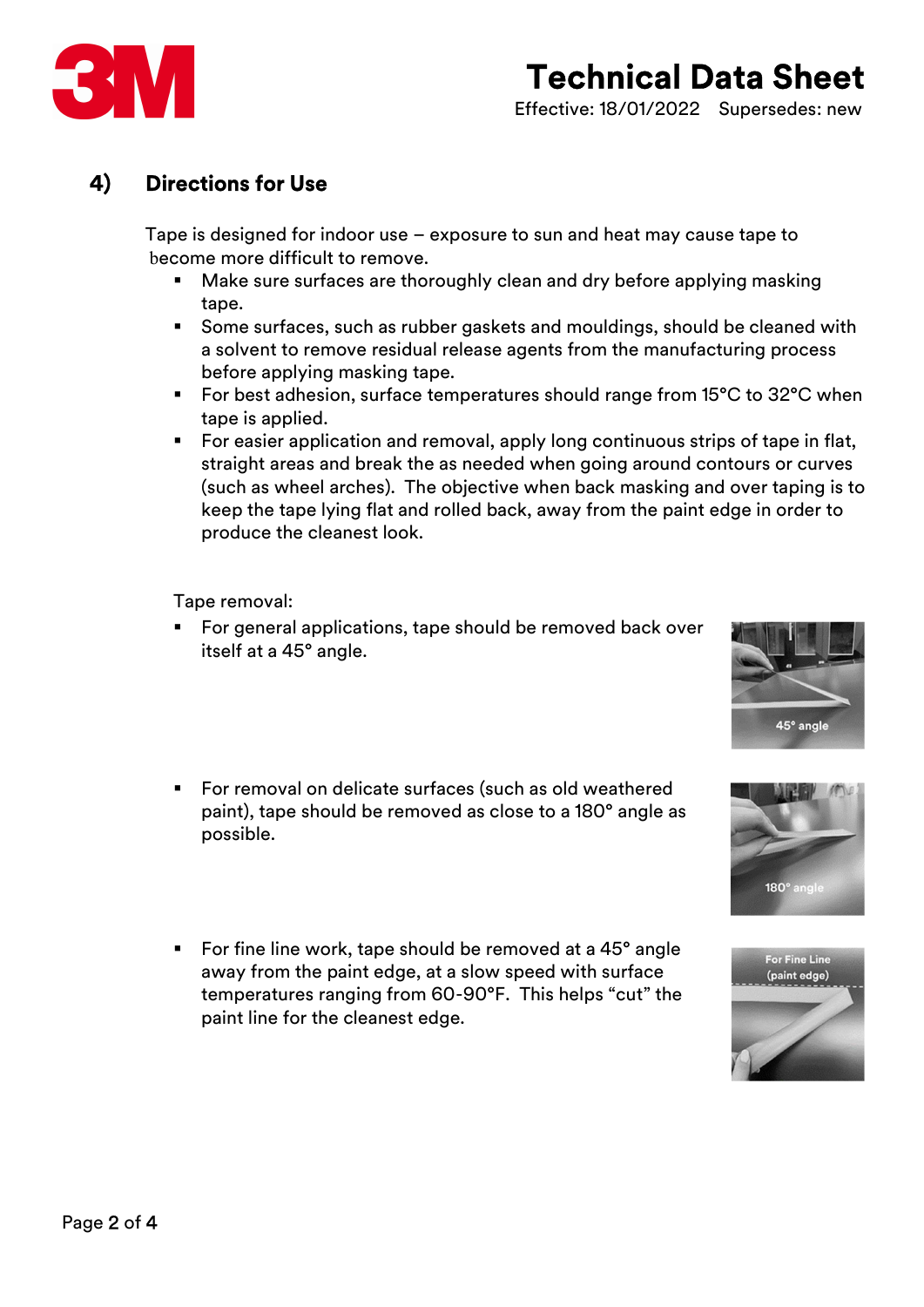## 4) Directions for Use

Tape is designed for indoor use – exposure to sun and heat may cause tape to become more difficult to remove.

- Make sure surfaces are thoroughly clean and dry before applying masking tape.
- Some surfaces, such as rubber gaskets and mouldings, should be cleaned with a solvent to remove residual release agents from the manufacturing process before applying masking tape.
- For best adhesion, surface temperatures should range from 15°C to 32°C when tape is applied.
- For easier application and removal, apply long continuous strips of tape in flat, straight areas and break the as needed when going around contours or curves (such as wheel arches). The objective when back masking and over taping is to keep the tape lying flat and rolled back, away from the paint edge in order to produce the cleanest look.

Tape removal:

- For general applications, tape should be removed back over itself at a 45° angle.

45° angle

- For removal on delicate surfaces (such as old weathered paint), tape should be removed as close to a 180° angle as possible.

180° angle

- For fine line work, tape should be removed at a 45° angle away from the paint edge, at a slow speed with surface temperatures ranging from 60-90°F. This helps "cut" the paint line for the cleanest edge.

For Fine Line (paint edge)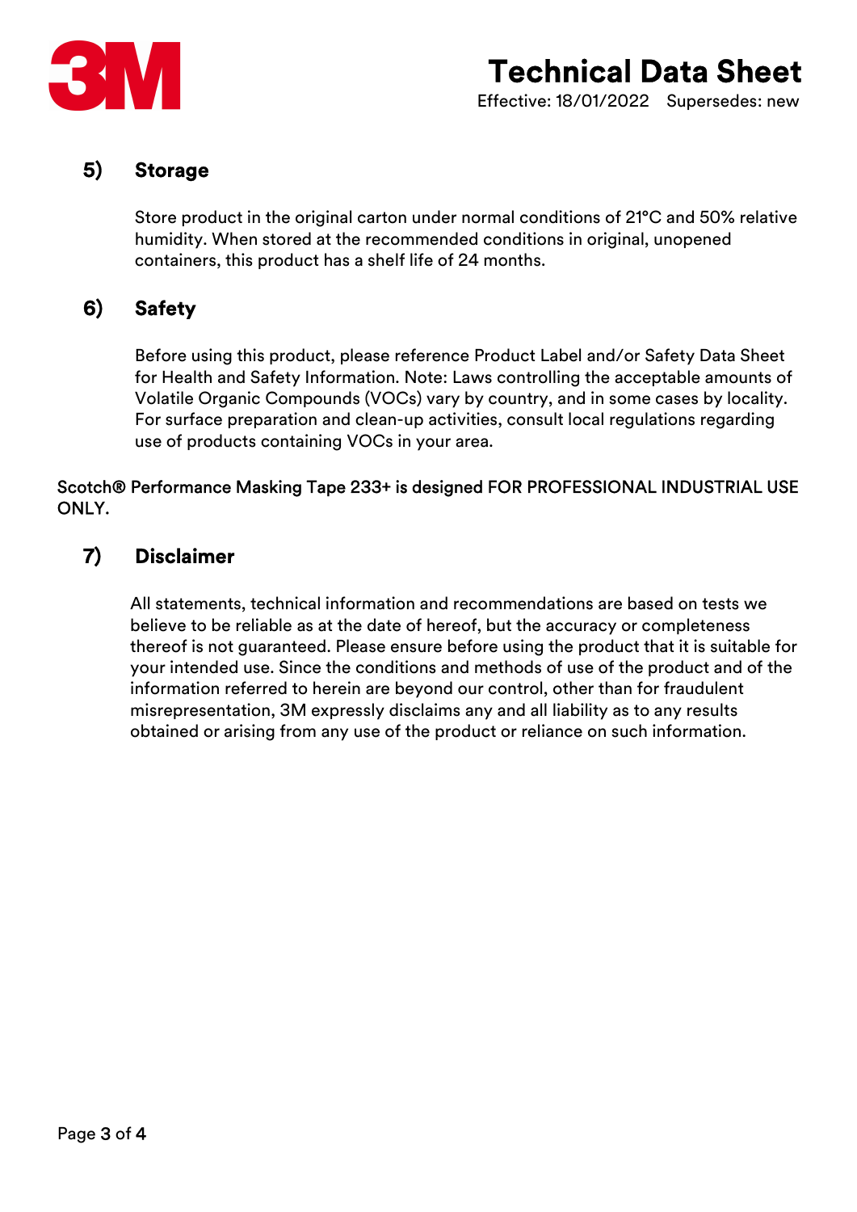## 5) Storage

Store product in the original carton under normal conditions of 21°C and 50% relative humidity. When stored at the recommended conditions in original, unopened containers, this product has a shelf life of 24 months.

## 6) Safety

Before using this product, please reference Product Label and/or Safety Data Sheet for Health and Safety Information. Note: Laws controlling the acceptable amounts of Volatile Organic Compounds (VOCs) vary by country, and in some cases by locality. For surface preparation and clean-up activities, consult local regulations regarding use of products containing VOCs in your area.

Scotch® Performance Masking Tape 233+ is designed FOR PROFESSIONAL INDUSTRIAL USE ONLY.

## 7) Disclaimer

All statements, technical information and recommendations are based on tests we believe to be reliable as at the date of hereof, but the accuracy or completeness thereof is not guaranteed. Please ensure before using the product that it is suitable for your intended use. Since the conditions and methods of use of the product and of the information referred to herein are beyond our control, other than for fraudulent misrepresentation, 3M expressly disclaims any and all liability as to any results obtained or arising from any use of the product or reliance on such information.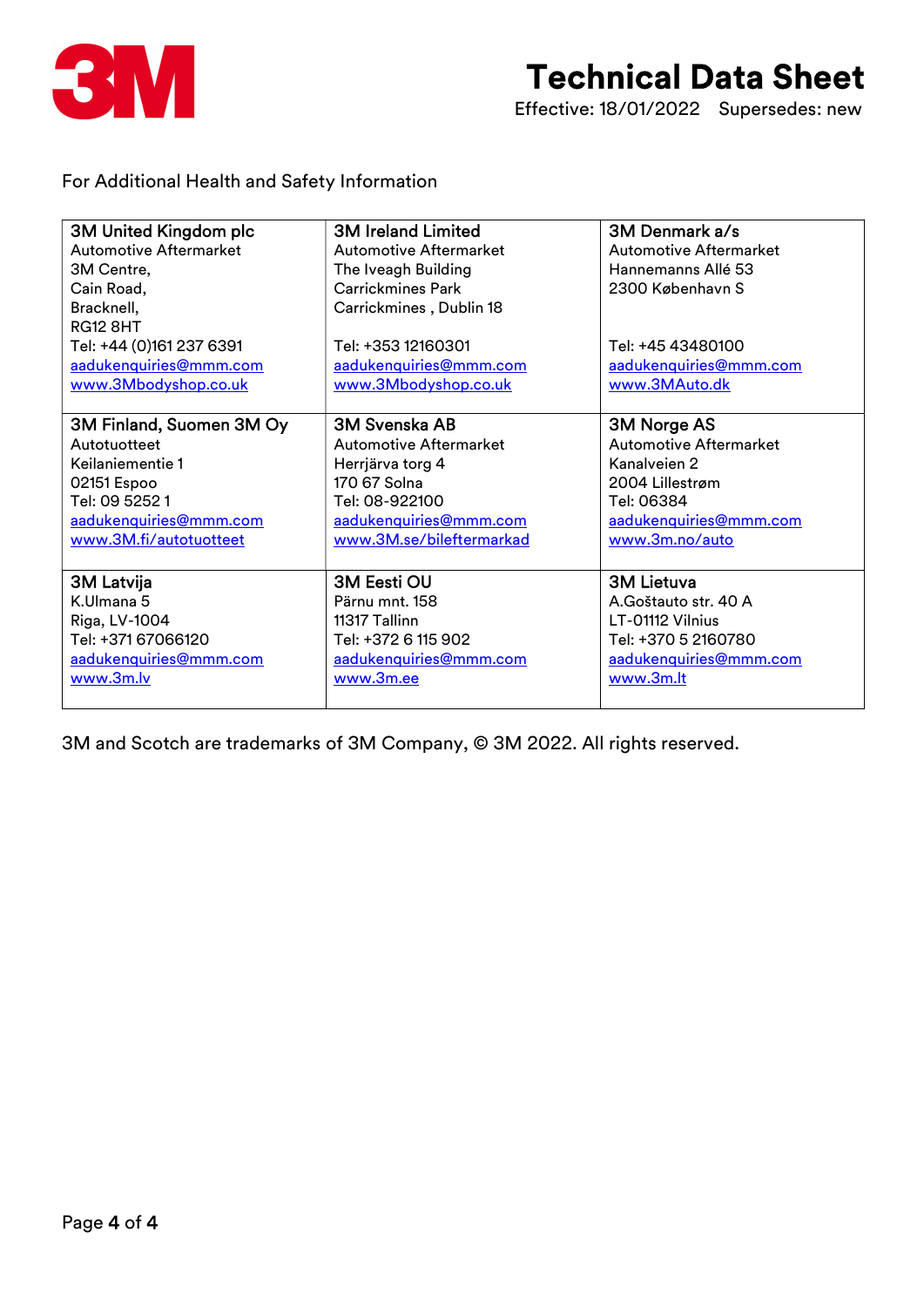For Additional Health and Safety Information

| | | |
|---|---|---|
| **3M United Kingdom plc**<br>Automotive Aftermarket<br>3M Centre,<br>Cain Road,<br>Bracknell,<br>RG12 8HT<br>Tel: +44 (0)161 237 6391<br>aadukenquiries@mmm.com<br>www.3Mbodyshop.co.uk | **3M Ireland Limited**<br>Automotive Aftermarket<br>The Iveagh Building<br>Carrickmines Park<br>Carrickmines , Dublin 18<br><br>Tel: +353 12160301<br>aadukenquiries@mmm.com<br>www.3Mbodyshop.co.uk | **3M Denmark a/s**<br>Automotive Aftermarket<br>Hannemanns Allé 53<br>2300 København S<br><br>Tel: +45 43480100<br>aadukenquiries@mmm.com<br>www.3MAuto.dk |
| **3M Finland, Suomen 3M Oy**<br>Autotuotteet<br>Keilaniementie 1<br>02151 Espoo<br>Tel: 09 5252 1<br>aadukenquiries@mmm.com<br>www.3M.fi/autotuotteet | **3M Svenska AB**<br>Automotive Aftermarket<br>Herrjärva torg 4<br>170 67 Solna<br>Tel: 08-922100<br>aadukenquiries@mmm.com<br>www.3M.se/bileftermarkad | **3M Norge AS**<br>Automotive Aftermarket<br>Kanalveien 2<br>2004 Lillestrøm<br>Tel: 06384<br>aadukenquiries@mmm.com<br>www.3m.no/auto |
| **3M Latvija**<br>K.Ulmana 5<br>Riga, LV-1004<br>Tel: +371 67066120<br>aadukenquiries@mmm.com<br>www.3m.lv | **3M Eesti OU**<br>Pärnu mnt. 158<br>11317 Tallinn<br>Tel: +372 6 115 902<br>aadukenquiries@mmm.com<br>www.3m.ee | **3M Lietuva**<br>A.Goštauto str. 40 A<br>LT-01112 Vilnius<br>Tel: +370 5 2160780<br>aadukenquiries@mmm.com<br>www.3m.lt |

3M and Scotch are trademarks of 3M Company, © 3M 2022. All rights reserved.